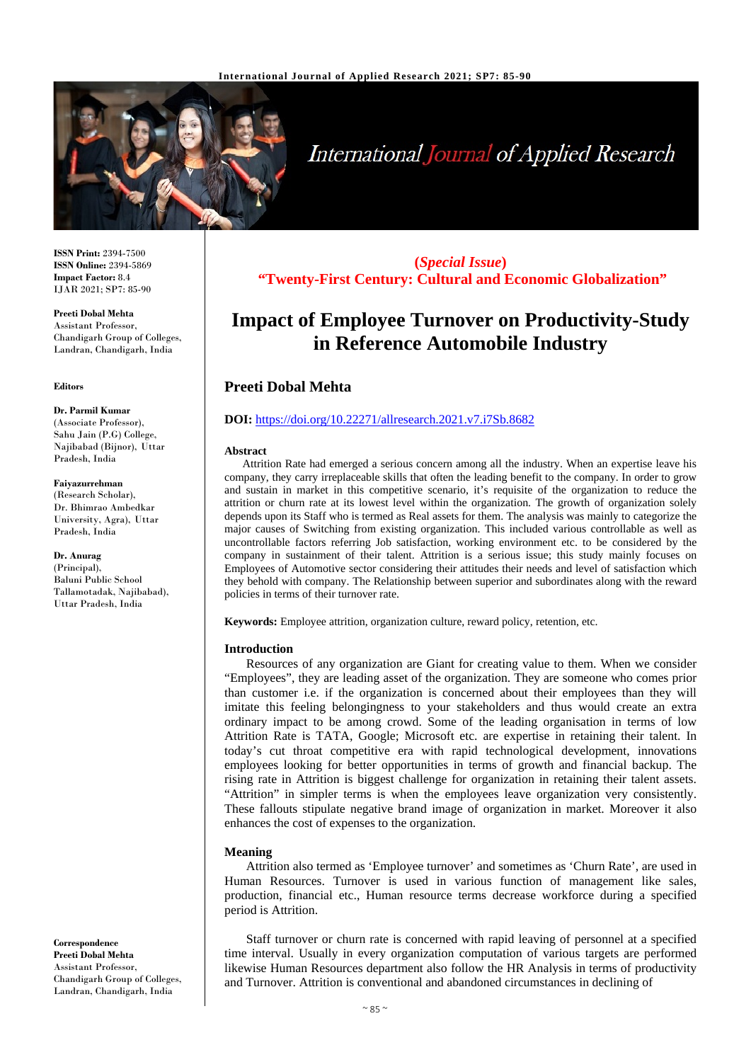**ISSN Print:** 2394-7500
**ISSN Online:** 2394-5869
**Impact Factor:** 8.4
IJAR 2021; SP7: 85-90

**Preeti Dobal Mehta**
Assistant Professor,
Chandigarh Group of Colleges,
Landran, Chandigarh, India

**Editors**

**Dr. Parmil Kumar**
(Associate Professor),
Sahu Jain (P.G) College,
Najibabad (Bijnor), Uttar Pradesh, India

**Faiyazurrehman**
(Research Scholar),
Dr. Bhimrao Ambedkar University, Agra), Uttar Pradesh, India

**Dr. Anurag**
(Principal),
Baluni Public School Tallamotadak, Najibabad), Uttar Pradesh, India

**Correspondence**
**Preeti Dobal Mehta**
Assistant Professor,
Chandigarh Group of Colleges,
Landran, Chandigarh, India

**(*Special Issue*)**
**"Twenty-First Century: Cultural and Economic Globalization"**

# Impact of Employee Turnover on Productivity-Study in Reference Automobile Industry

## Preeti Dobal Mehta

**DOI:** https://doi.org/10.22271/allresearch.2021.v7.i7Sb.8682

### Abstract

Attrition Rate had emerged a serious concern among all the industry. When an expertise leave his company, they carry irreplaceable skills that often the leading benefit to the company. In order to grow and sustain in market in this competitive scenario, it's requisite of the organization to reduce the attrition or churn rate at its lowest level within the organization. The growth of organization solely depends upon its Staff who is termed as Real assets for them. The analysis was mainly to categorize the major causes of Switching from existing organization. This included various controllable as well as uncontrollable factors referring Job satisfaction, working environment etc. to be considered by the company in sustainment of their talent. Attrition is a serious issue; this study mainly focuses on Employees of Automotive sector considering their attitudes their needs and level of satisfaction which they behold with company. The Relationship between superior and subordinates along with the reward policies in terms of their turnover rate.

**Keywords:** Employee attrition, organization culture, reward policy, retention, etc.

### Introduction

Resources of any organization are Giant for creating value to them. When we consider "Employees", they are leading asset of the organization. They are someone who comes prior than customer i.e. if the organization is concerned about their employees than they will imitate this feeling belongingness to your stakeholders and thus would create an extra ordinary impact to be among crowd. Some of the leading organisation in terms of low Attrition Rate is TATA, Google; Microsoft etc. are expertise in retaining their talent. In today's cut throat competitive era with rapid technological development, innovations employees looking for better opportunities in terms of growth and financial backup. The rising rate in Attrition is biggest challenge for organization in retaining their talent assets. "Attrition" in simpler terms is when the employees leave organization very consistently. These fallouts stipulate negative brand image of organization in market. Moreover it also enhances the cost of expenses to the organization.

### Meaning

Attrition also termed as 'Employee turnover' and sometimes as 'Churn Rate', are used in Human Resources. Turnover is used in various function of management like sales, production, financial etc., Human resource terms decrease workforce during a specified period is Attrition.

Staff turnover or churn rate is concerned with rapid leaving of personnel at a specified time interval. Usually in every organization computation of various targets are performed likewise Human Resources department also follow the HR Analysis in terms of productivity and Turnover. Attrition is conventional and abandoned circumstances in declining of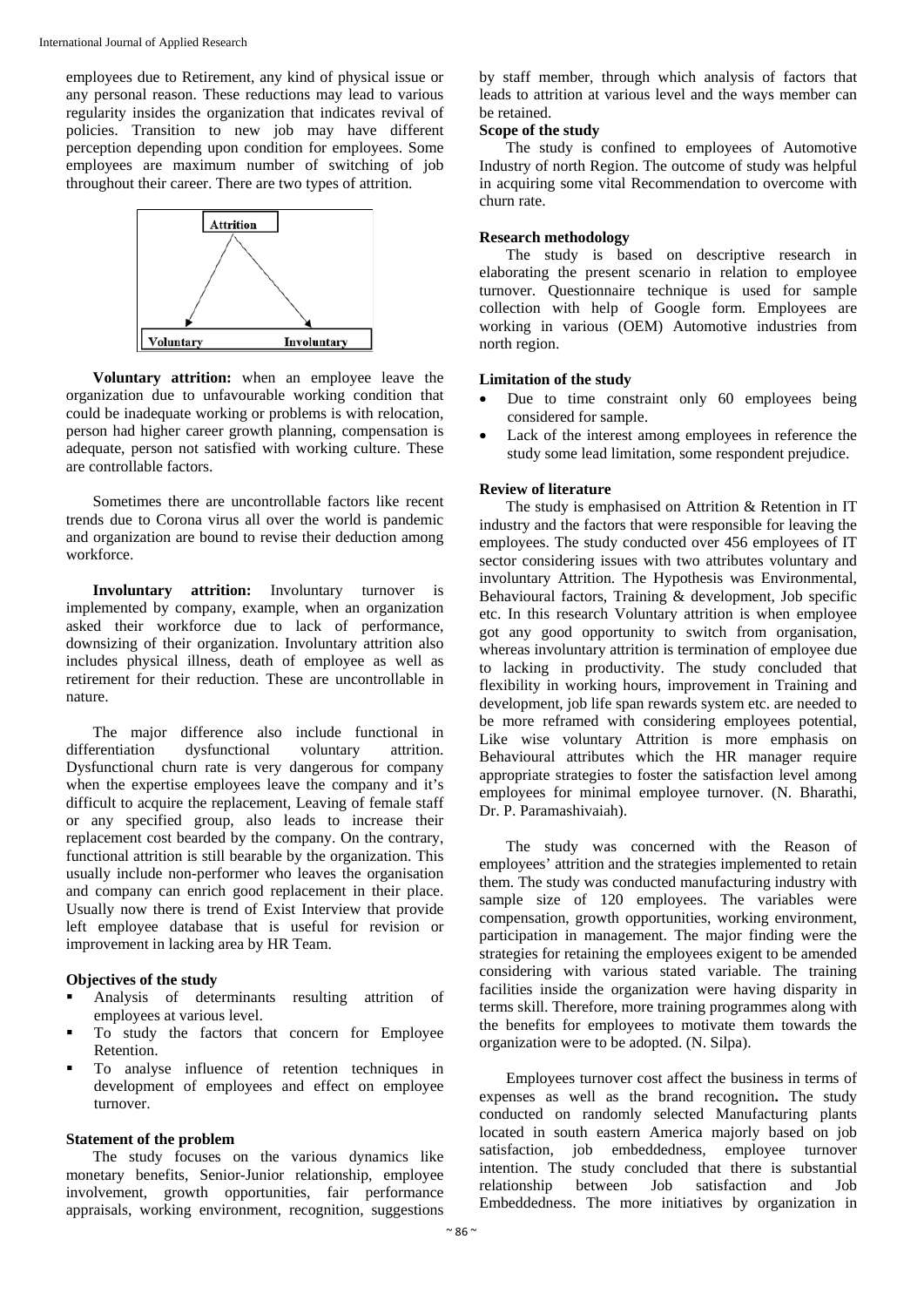employees due to Retirement, any kind of physical issue or any personal reason. These reductions may lead to various regularity insides the organization that indicates revival of policies. Transition to new job may have different perception depending upon condition for employees. Some employees are maximum number of switching of job throughout their career. There are two types of attrition.

Attrition → Voluntary, Involuntary

**Voluntary attrition:** when an employee leave the organization due to unfavourable working condition that could be inadequate working or problems is with relocation, person had higher career growth planning, compensation is adequate, person not satisfied with working culture. These are controllable factors.

Sometimes there are uncontrollable factors like recent trends due to Corona virus all over the world is pandemic and organization are bound to revise their deduction among workforce.

**Involuntary attrition:** Involuntary turnover is implemented by company, example, when an organization asked their workforce due to lack of performance, downsizing of their organization. Involuntary attrition also includes physical illness, death of employee as well as retirement for their reduction. These are uncontrollable in nature.

The major difference also include functional in differentiation dysfunctional voluntary attrition. Dysfunctional churn rate is very dangerous for company when the expertise employees leave the company and it's difficult to acquire the replacement, Leaving of female staff or any specified group, also leads to increase their replacement cost bearded by the company. On the contrary, functional attrition is still bearable by the organization. This usually include non-performer who leaves the organisation and company can enrich good replacement in their place. Usually now there is trend of Exist Interview that provide left employee database that is useful for revision or improvement in lacking area by HR Team.

**Objectives of the study**

- Analysis of determinants resulting attrition of employees at various level.
- To study the factors that concern for Employee Retention.
- To analyse influence of retention techniques in development of employees and effect on employee turnover.

**Statement of the problem**

The study focuses on the various dynamics like monetary benefits, Senior-Junior relationship, employee involvement, growth opportunities, fair performance appraisals, working environment, recognition, suggestions by staff member, through which analysis of factors that leads to attrition at various level and the ways member can be retained.

**Scope of the study**

The study is confined to employees of Automotive Industry of north Region. The outcome of study was helpful in acquiring some vital Recommendation to overcome with churn rate.

**Research methodology**

The study is based on descriptive research in elaborating the present scenario in relation to employee turnover. Questionnaire technique is used for sample collection with help of Google form. Employees are working in various (OEM) Automotive industries from north region.

**Limitation of the study**

- Due to time constraint only 60 employees being considered for sample.
- Lack of the interest among employees in reference the study some lead limitation, some respondent prejudice.

**Review of literature**

The study is emphasised on Attrition & Retention in IT industry and the factors that were responsible for leaving the employees. The study conducted over 456 employees of IT sector considering issues with two attributes voluntary and involuntary Attrition. The Hypothesis was Environmental, Behavioural factors, Training & development, Job specific etc. In this research Voluntary attrition is when employee got any good opportunity to switch from organisation, whereas involuntary attrition is termination of employee due to lacking in productivity. The study concluded that flexibility in working hours, improvement in Training and development, job life span rewards system etc. are needed to be more reframed with considering employees potential, Like wise voluntary Attrition is more emphasis on Behavioural attributes which the HR manager require appropriate strategies to foster the satisfaction level among employees for minimal employee turnover. (N. Bharathi, Dr. P. Paramashivaiah).

The study was concerned with the Reason of employees' attrition and the strategies implemented to retain them. The study was conducted manufacturing industry with sample size of 120 employees. The variables were compensation, growth opportunities, working environment, participation in management. The major finding were the strategies for retaining the employees exigent to be amended considering with various stated variable. The training facilities inside the organization were having disparity in terms skill. Therefore, more training programmes along with the benefits for employees to motivate them towards the organization were to be adopted. (N. Silpa).

Employees turnover cost affect the business in terms of expenses as well as the brand recognition**.** The study conducted on randomly selected Manufacturing plants located in south eastern America majorly based on job satisfaction, job embeddedness, employee turnover intention. The study concluded that there is substantial relationship between Job satisfaction and Job Embeddedness. The more initiatives by organization in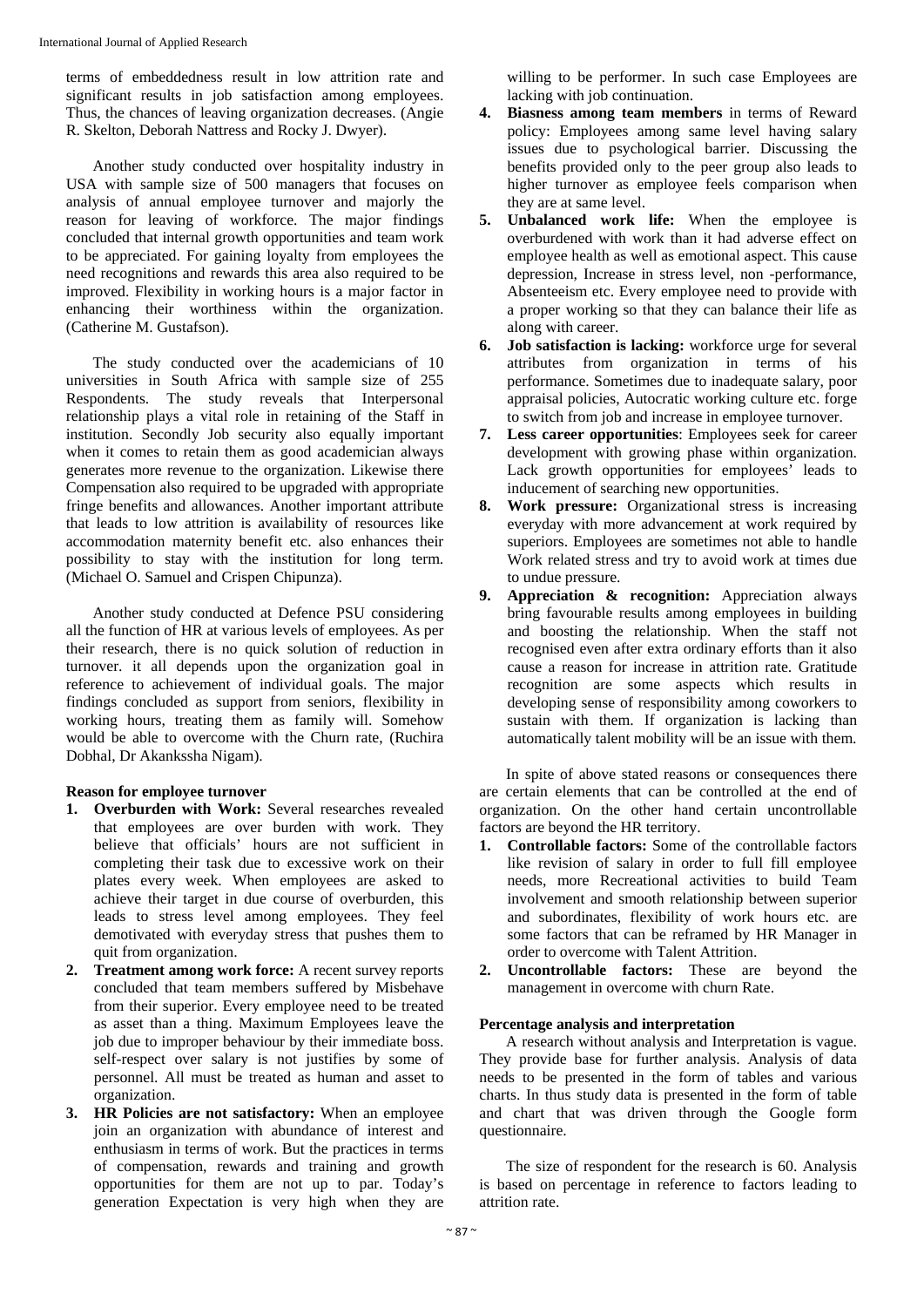terms of embeddedness result in low attrition rate and significant results in job satisfaction among employees. Thus, the chances of leaving organization decreases. (Angie R. Skelton, Deborah Nattress and Rocky J. Dwyer).

Another study conducted over hospitality industry in USA with sample size of 500 managers that focuses on analysis of annual employee turnover and majorly the reason for leaving of workforce. The major findings concluded that internal growth opportunities and team work to be appreciated. For gaining loyalty from employees the need recognitions and rewards this area also required to be improved. Flexibility in working hours is a major factor in enhancing their worthiness within the organization. (Catherine M. Gustafson).

The study conducted over the academicians of 10 universities in South Africa with sample size of 255 Respondents. The study reveals that Interpersonal relationship plays a vital role in retaining of the Staff in institution. Secondly Job security also equally important when it comes to retain them as good academician always generates more revenue to the organization. Likewise there Compensation also required to be upgraded with appropriate fringe benefits and allowances. Another important attribute that leads to low attrition is availability of resources like accommodation maternity benefit etc. also enhances their possibility to stay with the institution for long term. (Michael O. Samuel and Crispen Chipunza).

Another study conducted at Defence PSU considering all the function of HR at various levels of employees. As per their research, there is no quick solution of reduction in turnover. it all depends upon the organization goal in reference to achievement of individual goals. The major findings concluded as support from seniors, flexibility in working hours, treating them as family will. Somehow would be able to overcome with the Churn rate, (Ruchira Dobhal, Dr Akankssha Nigam).

**Reason for employee turnover**

1. **Overburden with Work:** Several researches revealed that employees are over burden with work. They believe that officials' hours are not sufficient in completing their task due to excessive work on their plates every week. When employees are asked to achieve their target in due course of overburden, this leads to stress level among employees. They feel demotivated with everyday stress that pushes them to quit from organization.
2. **Treatment among work force:** A recent survey reports concluded that team members suffered by Misbehave from their superior. Every employee need to be treated as asset than a thing. Maximum Employees leave the job due to improper behaviour by their immediate boss. self-respect over salary is not justifies by some of personnel. All must be treated as human and asset to organization.
3. **HR Policies are not satisfactory:** When an employee join an organization with abundance of interest and enthusiasm in terms of work. But the practices in terms of compensation, rewards and training and growth opportunities for them are not up to par. Today's generation Expectation is very high when they are willing to be performer. In such case Employees are lacking with job continuation.
4. **Biasness among team members** in terms of Reward policy: Employees among same level having salary issues due to psychological barrier. Discussing the benefits provided only to the peer group also leads to higher turnover as employee feels comparison when they are at same level.
5. **Unbalanced work life:** When the employee is overburdened with work than it had adverse effect on employee health as well as emotional aspect. This cause depression, Increase in stress level, non -performance, Absenteeism etc. Every employee need to provide with a proper working so that they can balance their life as along with career.
6. **Job satisfaction is lacking:** workforce urge for several attributes from organization in terms of his performance. Sometimes due to inadequate salary, poor appraisal policies, Autocratic working culture etc. forge to switch from job and increase in employee turnover.
7. **Less career opportunities**: Employees seek for career development with growing phase within organization. Lack growth opportunities for employees' leads to inducement of searching new opportunities.
8. **Work pressure:** Organizational stress is increasing everyday with more advancement at work required by superiors. Employees are sometimes not able to handle Work related stress and try to avoid work at times due to undue pressure.
9. **Appreciation & recognition:** Appreciation always bring favourable results among employees in building and boosting the relationship. When the staff not recognised even after extra ordinary efforts than it also cause a reason for increase in attrition rate. Gratitude recognition are some aspects which results in developing sense of responsibility among coworkers to sustain with them. If organization is lacking than automatically talent mobility will be an issue with them.

In spite of above stated reasons or consequences there are certain elements that can be controlled at the end of organization. On the other hand certain uncontrollable factors are beyond the HR territory.

1. **Controllable factors:** Some of the controllable factors like revision of salary in order to full fill employee needs, more Recreational activities to build Team involvement and smooth relationship between superior and subordinates, flexibility of work hours etc. are some factors that can be reframed by HR Manager in order to overcome with Talent Attrition.
2. **Uncontrollable factors:** These are beyond the management in overcome with churn Rate.

**Percentage analysis and interpretation**

A research without analysis and Interpretation is vague. They provide base for further analysis. Analysis of data needs to be presented in the form of tables and various charts. In thus study data is presented in the form of table and chart that was driven through the Google form questionnaire.

The size of respondent for the research is 60. Analysis is based on percentage in reference to factors leading to attrition rate.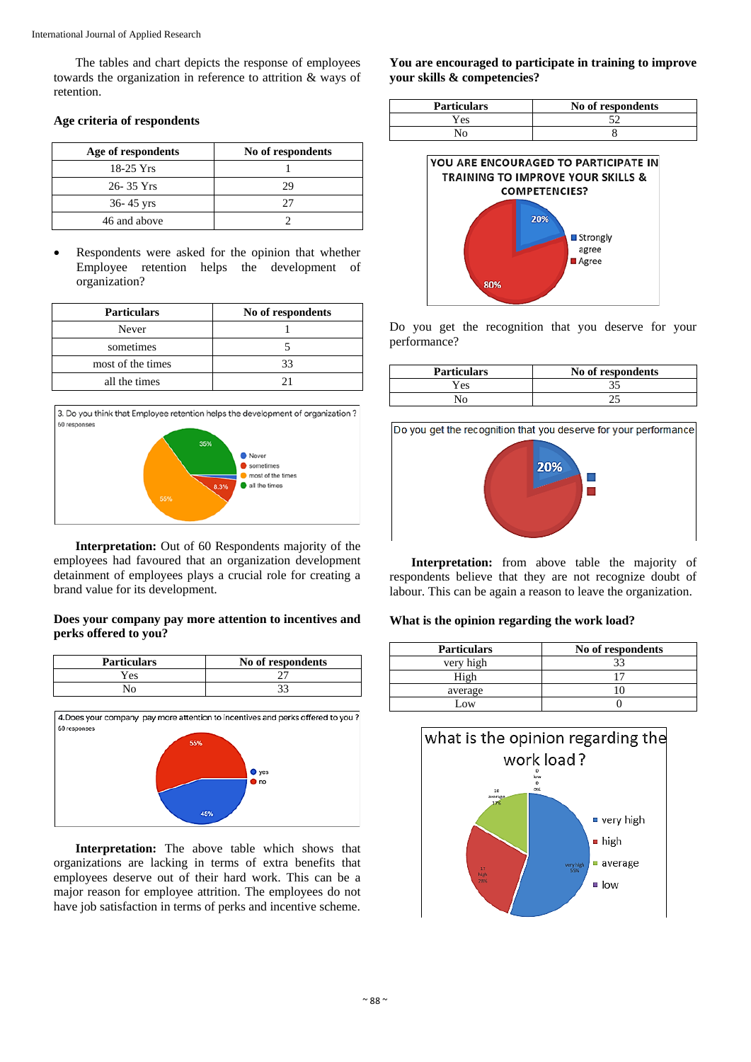The tables and chart depicts the response of employees towards the organization in reference to attrition & ways of retention.

**Age criteria of respondents**

| Age of respondents | No of respondents |
| --- | --- |
| 18-25 Yrs | 1 |
| 26- 35 Yrs | 29 |
| 36- 45 yrs | 27 |
| 46 and above | 2 |

- Respondents were asked for the opinion that whether Employee retention helps the development of organization?

| Particulars | No of respondents |
| --- | --- |
| Never | 1 |
| sometimes | 5 |
| most of the times | 33 |
| all the times | 21 |

**Interpretation:** Out of 60 Respondents majority of the employees had favoured that an organization development detainment of employees plays a crucial role for creating a brand value for its development.

**Does your company pay more attention to incentives and perks offered to you?**

| Particulars | No of respondents |
| --- | --- |
| Yes | 27 |
| No | 33 |

**Interpretation:** The above table which shows that organizations are lacking in terms of extra benefits that employees deserve out of their hard work. This can be a major reason for employee attrition. The employees do not have job satisfaction in terms of perks and incentive scheme.

**You are encouraged to participate in training to improve your skills & competencies?**

| Particulars | No of respondents |
| --- | --- |
| Yes | 52 |
| No | 8 |

Do you get the recognition that you deserve for your performance?

| Particulars | No of respondents |
| --- | --- |
| Yes | 35 |
| No | 25 |

**Interpretation:** from above table the majority of respondents believe that they are not recognize doubt of labour. This can be again a reason to leave the organization.

**What is the opinion regarding the work load?**

| Particulars | No of respondents |
| --- | --- |
| very high | 33 |
| High | 17 |
| average | 10 |
| Low | 0 |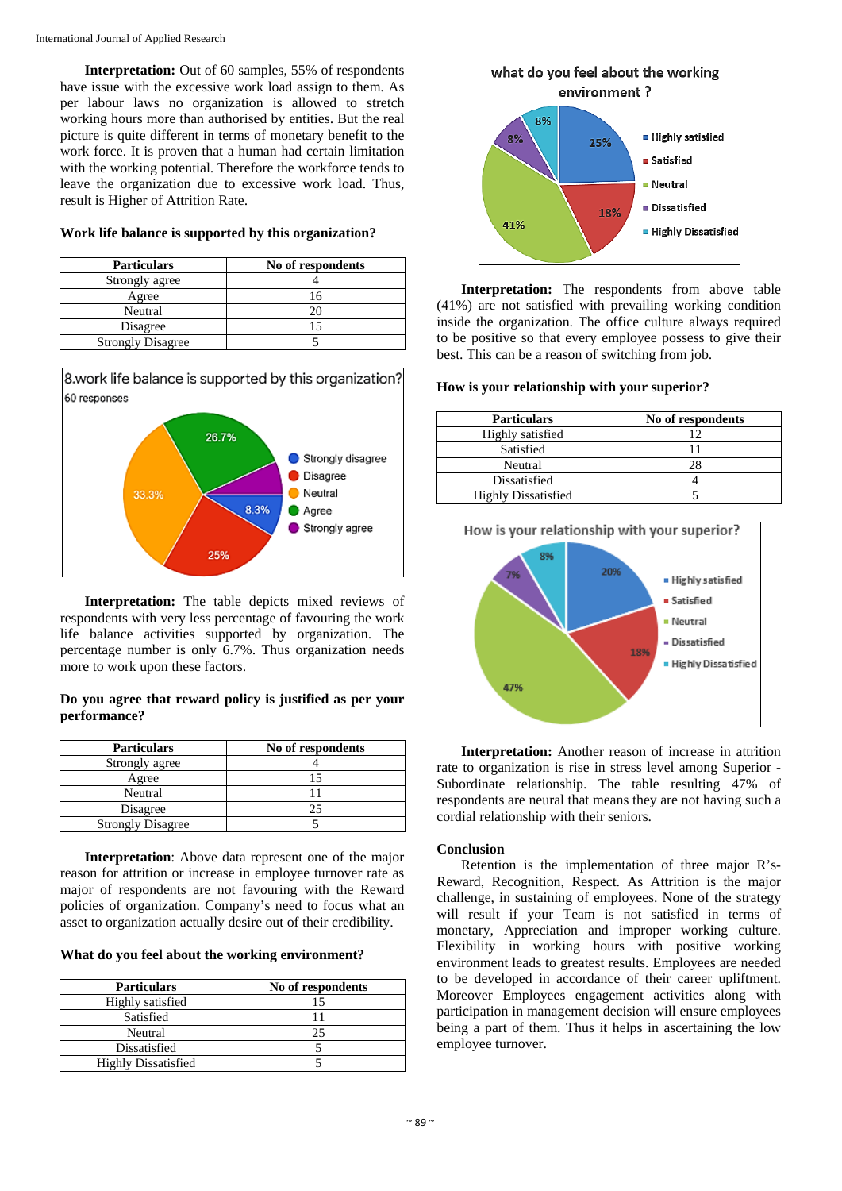**Interpretation:** Out of 60 samples, 55% of respondents have issue with the excessive work load assign to them. As per labour laws no organization is allowed to stretch working hours more than authorised by entities. But the real picture is quite different in terms of monetary benefit to the work force. It is proven that a human had certain limitation with the working potential. Therefore the workforce tends to leave the organization due to excessive work load. Thus, result is Higher of Attrition Rate.

**Work life balance is supported by this organization?**

| Particulars | No of respondents |
|---|---|
| Strongly agree | 4 |
| Agree | 16 |
| Neutral | 20 |
| Disagree | 15 |
| Strongly Disagree | 5 |

**Interpretation:** The table depicts mixed reviews of respondents with very less percentage of favouring the work life balance activities supported by organization. The percentage number is only 6.7%. Thus organization needs more to work upon these factors.

**Do you agree that reward policy is justified as per your performance?**

| Particulars | No of respondents |
|---|---|
| Strongly agree | 4 |
| Agree | 15 |
| Neutral | 11 |
| Disagree | 25 |
| Strongly Disagree | 5 |

**Interpretation**: Above data represent one of the major reason for attrition or increase in employee turnover rate as major of respondents are not favouring with the Reward policies of organization. Company's need to focus what an asset to organization actually desire out of their credibility.

**What do you feel about the working environment?**

| Particulars | No of respondents |
|---|---|
| Highly satisfied | 15 |
| Satisfied | 11 |
| Neutral | 25 |
| Dissatisfied | 5 |
| Highly Dissatisfied | 5 |

**Interpretation:** The respondents from above table (41%) are not satisfied with prevailing working condition inside the organization. The office culture always required to be positive so that every employee possess to give their best. This can be a reason of switching from job.

**How is your relationship with your superior?**

| Particulars | No of respondents |
|---|---|
| Highly satisfied | 12 |
| Satisfied | 11 |
| Neutral | 28 |
| Dissatisfied | 4 |
| Highly Dissatisfied | 5 |

**Interpretation:** Another reason of increase in attrition rate to organization is rise in stress level among Superior - Subordinate relationship. The table resulting 47% of respondents are neural that means they are not having such a cordial relationship with their seniors.

## Conclusion

Retention is the implementation of three major R's-Reward, Recognition, Respect. As Attrition is the major challenge, in sustaining of employees. None of the strategy will result if your Team is not satisfied in terms of monetary, Appreciation and improper working culture. Flexibility in working hours with positive working environment leads to greatest results. Employees are needed to be developed in accordance of their career upliftment. Moreover Employees engagement activities along with participation in management decision will ensure employees being a part of them. Thus it helps in ascertaining the low employee turnover.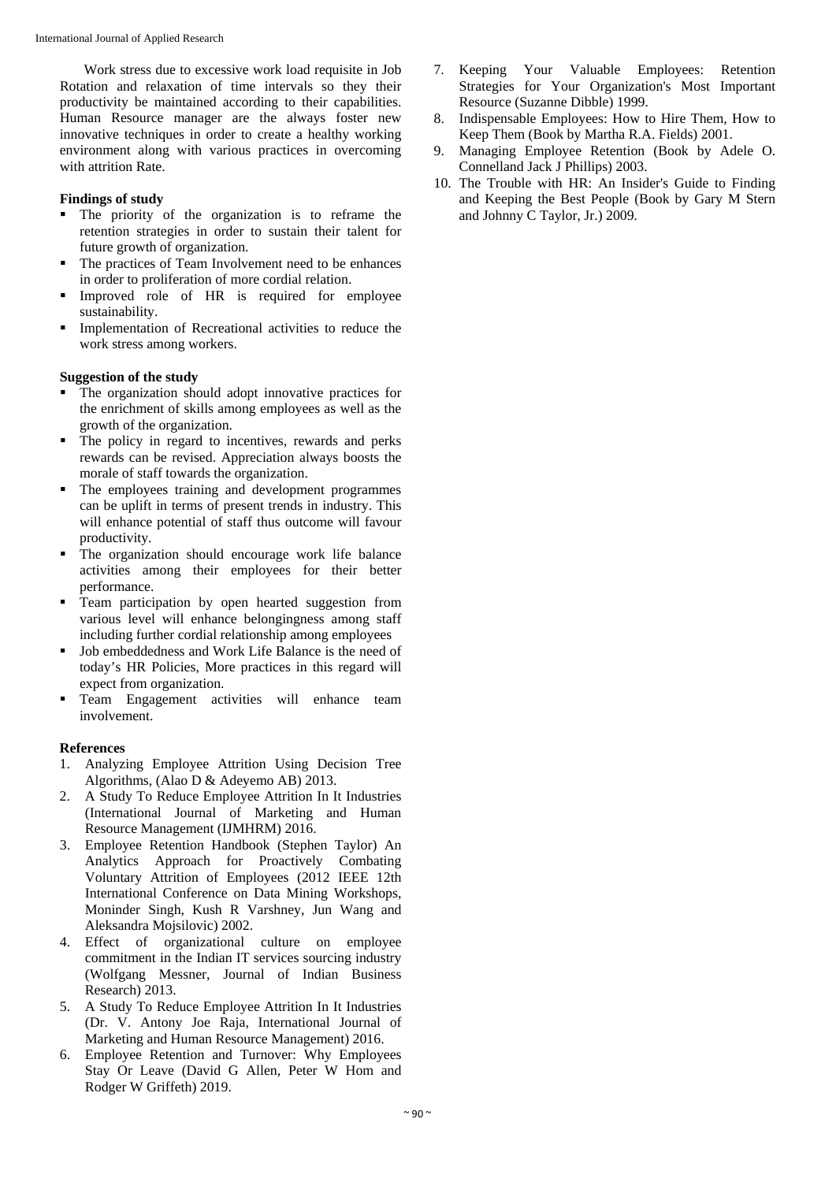Work stress due to excessive work load requisite in Job Rotation and relaxation of time intervals so they their productivity be maintained according to their capabilities. Human Resource manager are the always foster new innovative techniques in order to create a healthy working environment along with various practices in overcoming with attrition Rate.

**Findings of study**

- The priority of the organization is to reframe the retention strategies in order to sustain their talent for future growth of organization.
- The practices of Team Involvement need to be enhances in order to proliferation of more cordial relation.
- Improved role of HR is required for employee sustainability.
- Implementation of Recreational activities to reduce the work stress among workers.

**Suggestion of the study**

- The organization should adopt innovative practices for the enrichment of skills among employees as well as the growth of the organization.
- The policy in regard to incentives, rewards and perks rewards can be revised. Appreciation always boosts the morale of staff towards the organization.
- The employees training and development programmes can be uplift in terms of present trends in industry. This will enhance potential of staff thus outcome will favour productivity.
- The organization should encourage work life balance activities among their employees for their better performance.
- Team participation by open hearted suggestion from various level will enhance belongingness among staff including further cordial relationship among employees
- Job embeddedness and Work Life Balance is the need of today's HR Policies, More practices in this regard will expect from organization.
- Team Engagement activities will enhance team involvement.

**References**

1. Analyzing Employee Attrition Using Decision Tree Algorithms, (Alao D & Adeyemo AB) 2013.
2. A Study To Reduce Employee Attrition In It Industries (International Journal of Marketing and Human Resource Management (IJMHRM) 2016.
3. Employee Retention Handbook (Stephen Taylor) An Analytics Approach for Proactively Combating Voluntary Attrition of Employees (2012 IEEE 12th International Conference on Data Mining Workshops, Moninder Singh, Kush R Varshney, Jun Wang and Aleksandra Mojsilovic) 2002.
4. Effect of organizational culture on employee commitment in the Indian IT services sourcing industry (Wolfgang Messner, Journal of Indian Business Research) 2013.
5. A Study To Reduce Employee Attrition In It Industries (Dr. V. Antony Joe Raja, International Journal of Marketing and Human Resource Management) 2016.
6. Employee Retention and Turnover: Why Employees Stay Or Leave (David G Allen, Peter W Hom and Rodger W Griffeth) 2019.
7. Keeping Your Valuable Employees: Retention Strategies for Your Organization's Most Important Resource (Suzanne Dibble) 1999.
8. Indispensable Employees: How to Hire Them, How to Keep Them (Book by Martha R.A. Fields) 2001.
9. Managing Employee Retention (Book by Adele O. Connelland Jack J Phillips) 2003.
10. The Trouble with HR: An Insider's Guide to Finding and Keeping the Best People (Book by Gary M Stern and Johnny C Taylor, Jr.) 2009.